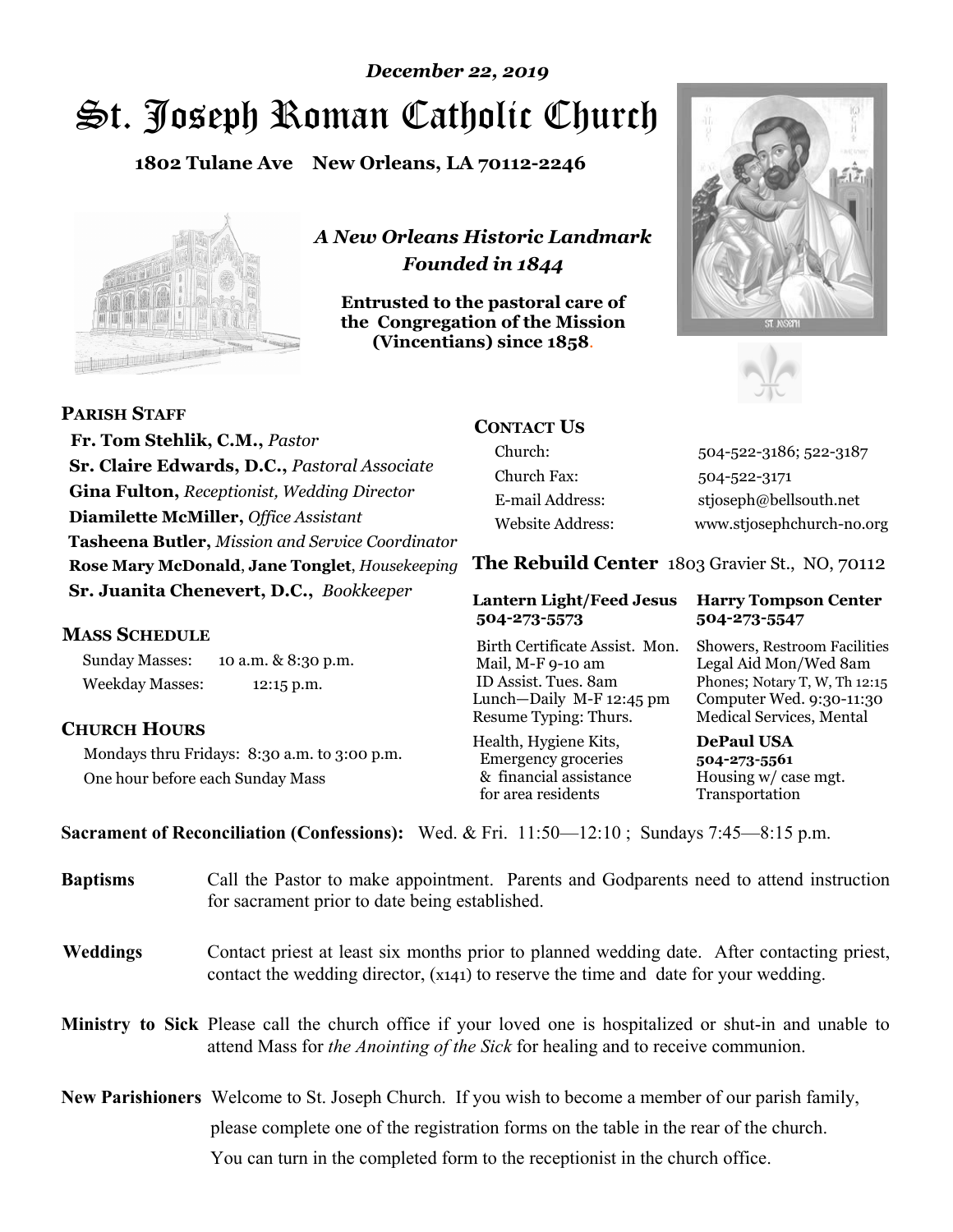*December 22, 2019*

# St. Joseph Roman Catholic Church

**1802 Tulane Ave New Orleans, LA 70112-2246**

*A New Orleans Historic Landmark*
*Founded in 1844*

**Entrusted to the pastoral care of the Congregation of the Mission (Vincentians) since 1858.**

## PARISH STAFF

**Fr. Tom Stehlik, C.M.,** *Pastor*
**Sr. Claire Edwards, D.C.,** *Pastoral Associate*
**Gina Fulton,** *Receptionist, Wedding Director*
**Diamilette McMiller,** *Office Assistant*
**Tasheena Butler,** *Mission and Service Coordinator*
**Rose Mary McDonald**, **Jane Tonglet**, *Housekeeping*
**Sr. Juanita Chenevert, D.C.,** *Bookkeeper*

## MASS SCHEDULE

Sunday Masses: 10 a.m. & 8:30 p.m.
Weekday Masses: 12:15 p.m.

## CHURCH HOURS

Mondays thru Fridays: 8:30 a.m. to 3:00 p.m.
One hour before each Sunday Mass

## CONTACT US

| | |
|---|---|
| Church: | 504-522-3186; 522-3187 |
| Church Fax: | 504-522-3171 |
| E-mail Address: | stjoseph@bellsouth.net |
| Website Address: | www.stjosephchurch-no.org |

## The Rebuild Center 1803 Gravier St., NO, 70112

| **Lantern Light/Feed Jesus 504-273-5573** | **Harry Tompson Center 504-273-5547** |
|---|---|
| Birth Certificate Assist. Mon. Mail, M-F 9-10 am ID Assist. Tues. 8am Lunch—Daily M-F 12:45 pm Resume Typing: Thurs. | Showers, Restroom Facilities Legal Aid Mon/Wed 8am Phones; Notary T, W, Th 12:15 Computer Wed. 9:30-11:30 Medical Services, Mental |
| Health, Hygiene Kits, Emergency groceries & financial assistance for area residents | **DePaul USA 504-273-5561** Housing w/ case mgt. Transportation |

**Sacrament of Reconciliation (Confessions):** Wed. & Fri. 11:50—12:10 ; Sundays 7:45—8:15 p.m.

**Baptisms** Call the Pastor to make appointment. Parents and Godparents need to attend instruction for sacrament prior to date being established.

**Weddings** Contact priest at least six months prior to planned wedding date. After contacting priest, contact the wedding director, (x141) to reserve the time and date for your wedding.

**Ministry to Sick** Please call the church office if your loved one is hospitalized or shut-in and unable to attend Mass for *the Anointing of the Sick* for healing and to receive communion.

**New Parishioners** Welcome to St. Joseph Church. If you wish to become a member of our parish family, please complete one of the registration forms on the table in the rear of the church. You can turn in the completed form to the receptionist in the church office.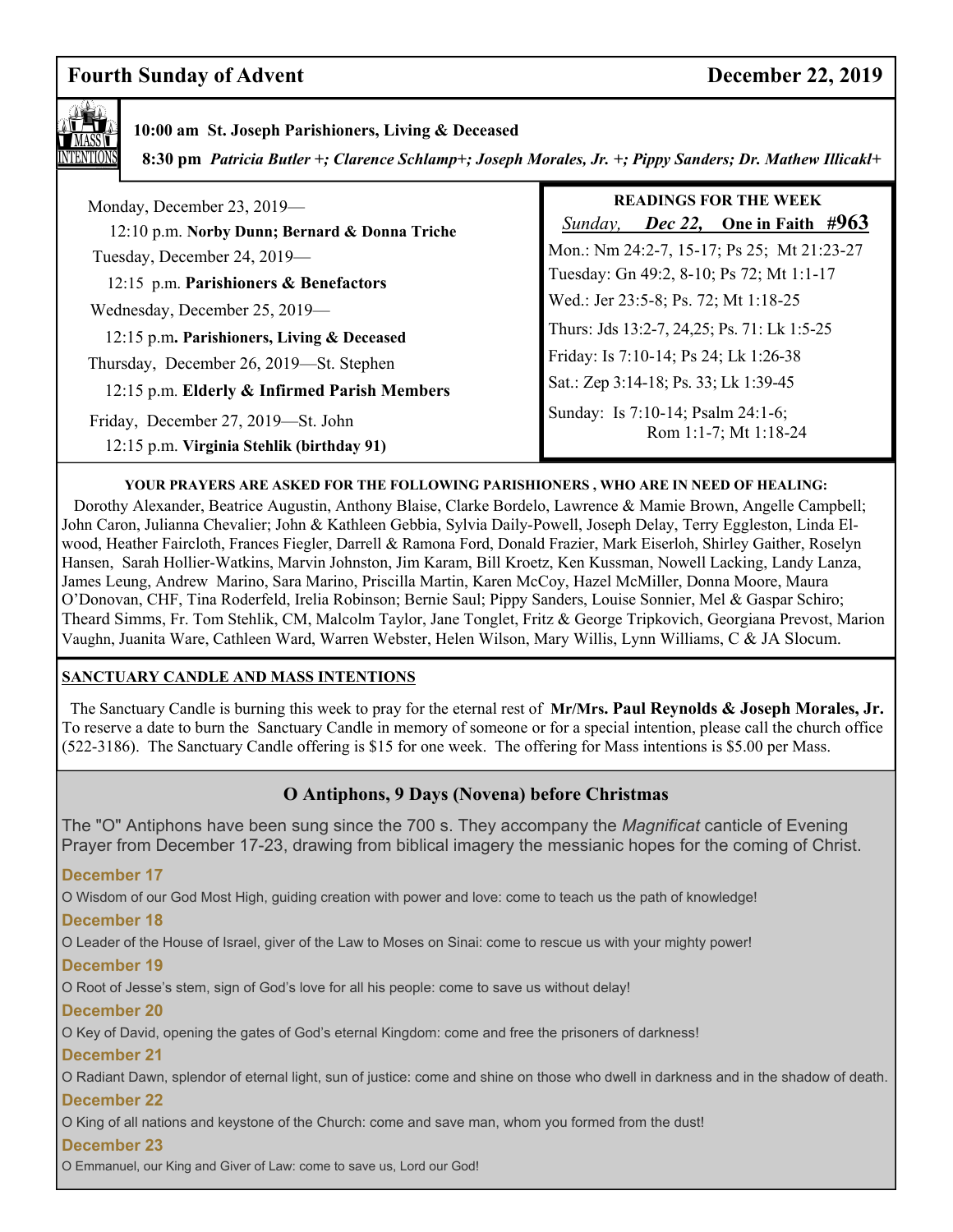## Fourth Sunday of Advent — December 22, 2019

**10:00 am St. Joseph Parishioners, Living & Deceased**

**8:30 pm** ***Patricia Butler +; Clarence Schlamp+; Joseph Morales, Jr. +; Pippy Sanders; Dr. Mathew Illicakl+***

Monday, December 23, 2019—
12:10 p.m. **Norby Dunn; Bernard & Donna Triche**

Tuesday, December 24, 2019—
12:15 p.m. **Parishioners & Benefactors**

Wednesday, December 25, 2019—
12:15 p.m**. Parishioners, Living & Deceased**

Thursday, December 26, 2019—St. Stephen
12:15 p.m. **Elderly & Infirmed Parish Members**

Friday, December 27, 2019—St. John
12:15 p.m. **Virginia Stehlik (birthday 91)**

**READINGS FOR THE WEEK**

*Sunday,* ***Dec 22,*** **One in Faith #963**

Mon.: Nm 24:2-7, 15-17; Ps 25; Mt 21:23-27
Tuesday: Gn 49:2, 8-10; Ps 72; Mt 1:1-17
Wed.: Jer 23:5-8; Ps. 72; Mt 1:18-25
Thurs: Jds 13:2-7, 24,25; Ps. 71: Lk 1:5-25
Friday: Is 7:10-14; Ps 24; Lk 1:26-38
Sat.: Zep 3:14-18; Ps. 33; Lk 1:39-45
Sunday: Is 7:10-14; Psalm 24:1-6; Rom 1:1-7; Mt 1:18-24

**YOUR PRAYERS ARE ASKED FOR THE FOLLOWING PARISHIONERS , WHO ARE IN NEED OF HEALING:**

Dorothy Alexander, Beatrice Augustin, Anthony Blaise, Clarke Bordelo, Lawrence & Mamie Brown, Angelle Campbell; John Caron, Julianna Chevalier; John & Kathleen Gebbia, Sylvia Daily-Powell, Joseph Delay, Terry Eggleston, Linda Elwood, Heather Faircloth, Frances Fiegler, Darrell & Ramona Ford, Donald Frazier, Mark Eiserloh, Shirley Gaither, Roselyn Hansen, Sarah Hollier-Watkins, Marvin Johnston, Jim Karam, Bill Kroetz, Ken Kussman, Nowell Lacking, Landy Lanza, James Leung, Andrew Marino, Sara Marino, Priscilla Martin, Karen McCoy, Hazel McMiller, Donna Moore, Maura O'Donovan, CHF, Tina Roderfeld, Irelia Robinson; Bernie Saul; Pippy Sanders, Louise Sonnier, Mel & Gaspar Schiro; Theard Simms, Fr. Tom Stehlik, CM, Malcolm Taylor, Jane Tonglet, Fritz & George Tripkovich, Georgiana Prevost, Marion Vaughn, Juanita Ware, Cathleen Ward, Warren Webster, Helen Wilson, Mary Willis, Lynn Williams, C & JA Slocum.

**SANCTUARY CANDLE AND MASS INTENTIONS**

The Sanctuary Candle is burning this week to pray for the eternal rest of **Mr/Mrs. Paul Reynolds & Joseph Morales, Jr.** To reserve a date to burn the Sanctuary Candle in memory of someone or for a special intention, please call the church office (522-3186). The Sanctuary Candle offering is $15 for one week. The offering for Mass intentions is $5.00 per Mass.

## O Antiphons, 9 Days (Novena) before Christmas

The "O" Antiphons have been sung since the 700 s. They accompany the *Magnificat* canticle of Evening Prayer from December 17-23, drawing from biblical imagery the messianic hopes for the coming of Christ.

**December 17**

O Wisdom of our God Most High, guiding creation with power and love: come to teach us the path of knowledge!

**December 18**

O Leader of the House of Israel, giver of the Law to Moses on Sinai: come to rescue us with your mighty power!

**December 19**

O Root of Jesse's stem, sign of God's love for all his people: come to save us without delay!

**December 20**

O Key of David, opening the gates of God's eternal Kingdom: come and free the prisoners of darkness!

**December 21**

O Radiant Dawn, splendor of eternal light, sun of justice: come and shine on those who dwell in darkness and in the shadow of death.

**December 22**

O King of all nations and keystone of the Church: come and save man, whom you formed from the dust!

**December 23**

O Emmanuel, our King and Giver of Law: come to save us, Lord our God!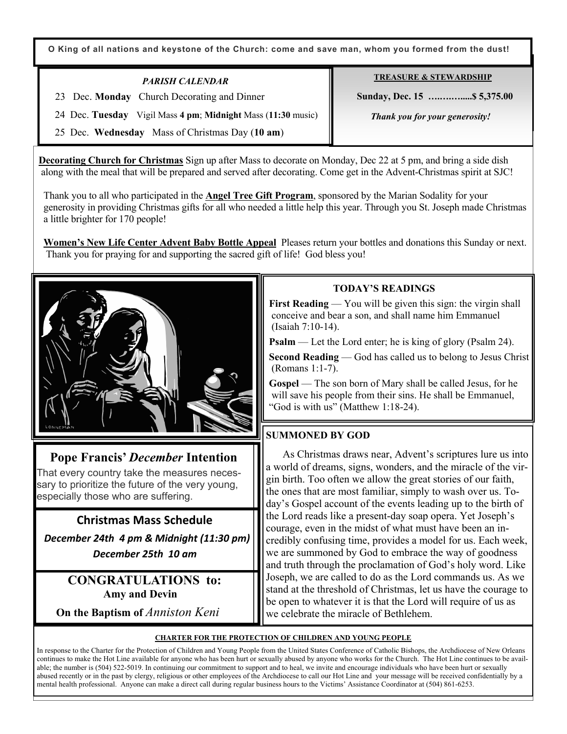**O King of all nations and keystone of the Church: come and save man, whom you formed from the dust!**

*PARISH CALENDAR*

23 Dec. **Monday** Church Decorating and Dinner

24 Dec. **Tuesday** Vigil Mass **4 pm**; **Midnight** Mass (**11:30** music)

25 Dec. **Wednesday** Mass of Christmas Day (**10 am**)

**TREASURE & STEWARDSHIP**

**Sunday, Dec. 15 …….…......$ 5,375.00**

***Thank you for your generosity!***

**Decorating Church for Christmas** Sign up after Mass to decorate on Monday, Dec 22 at 5 pm, and bring a side dish along with the meal that will be prepared and served after decorating. Come get in the Advent-Christmas spirit at SJC!

Thank you to all who participated in the **Angel Tree Gift Program**, sponsored by the Marian Sodality for your generosity in providing Christmas gifts for all who needed a little help this year. Through you St. Joseph made Christmas a little brighter for 170 people!

**Women's New Life Center Advent Baby Bottle Appeal** Pleases return your bottles and donations this Sunday or next. Thank you for praying for and supporting the sacred gift of life! God bless you!

**TODAY'S READINGS**

**First Reading** — You will be given this sign: the virgin shall conceive and bear a son, and shall name him Emmanuel (Isaiah 7:10-14).

**Psalm** — Let the Lord enter; he is king of glory (Psalm 24).

**Second Reading** — God has called us to belong to Jesus Christ (Romans 1:1-7).

**Gospel** — The son born of Mary shall be called Jesus, for he will save his people from their sins. He shall be Emmanuel, "God is with us" (Matthew 1:18-24).

## Pope Francis' *December* Intention

That every country take the measures necessary to prioritize the future of the very young, especially those who are suffering.

## Christmas Mass Schedule

***December 24th 4 pm & Midnight (11:30 pm)***

***December 25th 10 am***

## CONGRATULATIONS to:

**Amy and Devin**

**On the Baptism of** *Anniston Keni*

**SUMMONED BY GOD**

As Christmas draws near, Advent's scriptures lure us into a world of dreams, signs, wonders, and the miracle of the virgin birth. Too often we allow the great stories of our faith, the ones that are most familiar, simply to wash over us. Today's Gospel account of the events leading up to the birth of the Lord reads like a present-day soap opera. Yet Joseph's courage, even in the midst of what must have been an incredibly confusing time, provides a model for us. Each week, we are summoned by God to embrace the way of goodness and truth through the proclamation of God's holy word. Like Joseph, we are called to do as the Lord commands us. As we stand at the threshold of Christmas, let us have the courage to be open to whatever it is that the Lord will require of us as we celebrate the miracle of Bethlehem.

**CHARTER FOR THE PROTECTION OF CHILDREN AND YOUNG PEOPLE**

In response to the Charter for the Protection of Children and Young People from the United States Conference of Catholic Bishops, the Archdiocese of New Orleans continues to make the Hot Line available for anyone who has been hurt or sexually abused by anyone who works for the Church. The Hot Line continues to be available; the number is (504) 522-5019. In continuing our commitment to support and to heal, we invite and encourage individuals who have been hurt or sexually abused recently or in the past by clergy, religious or other employees of the Archdiocese to call our Hot Line and your message will be received confidentially by a mental health professional. Anyone can make a direct call during regular business hours to the Victims' Assistance Coordinator at (504) 861-6253.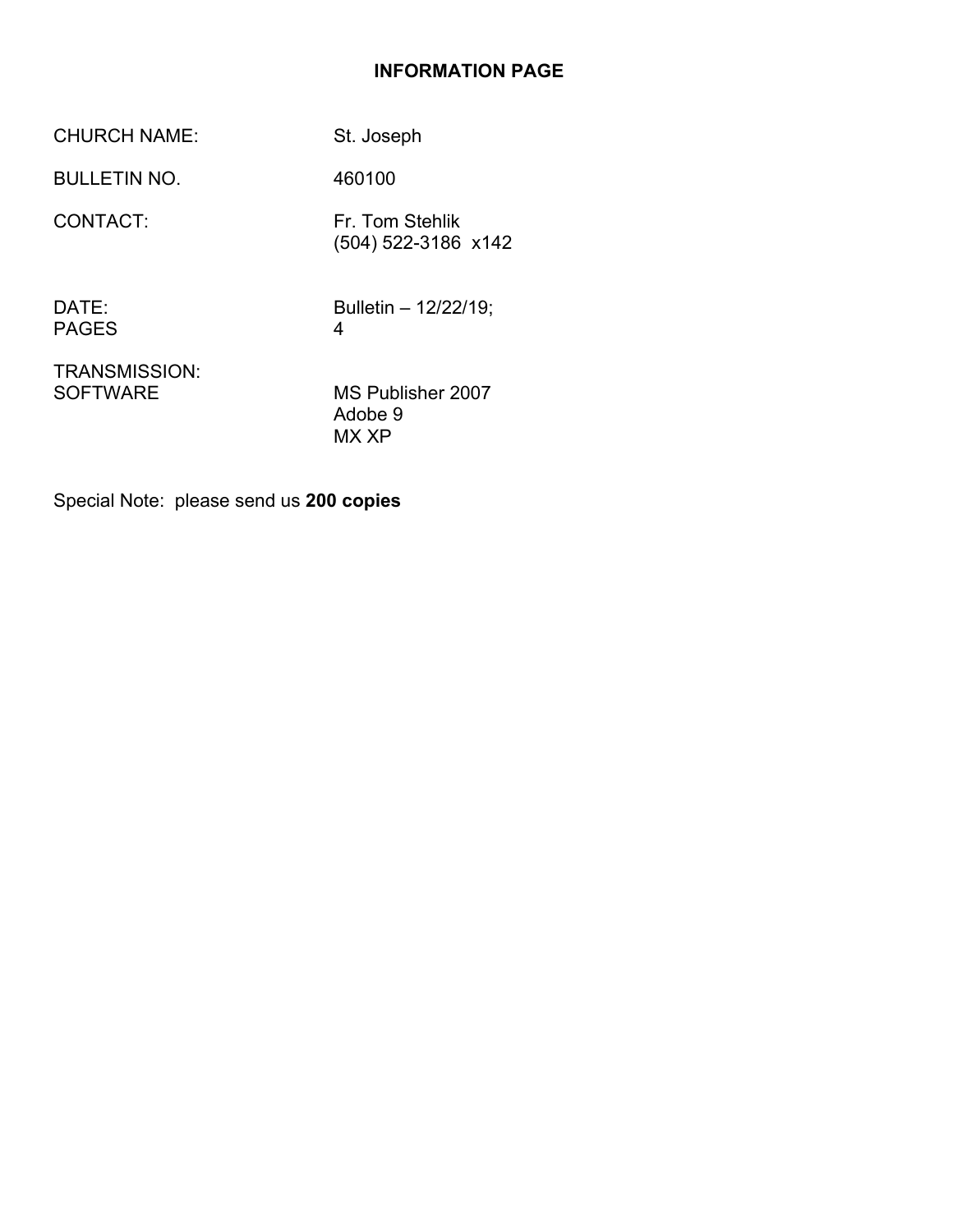# INFORMATION PAGE

| | |
|---|---|
| CHURCH NAME: | St. Joseph |
| BULLETIN NO. | 460100 |
| CONTACT: | Fr. Tom Stehlik<br>(504) 522-3186 x142 |
| DATE:<br>PAGES | Bulletin – 12/22/19;<br>4 |
| TRANSMISSION:<br>SOFTWARE | MS Publisher 2007<br>Adobe 9<br>MX XP |

Special Note: please send us **200 copies**